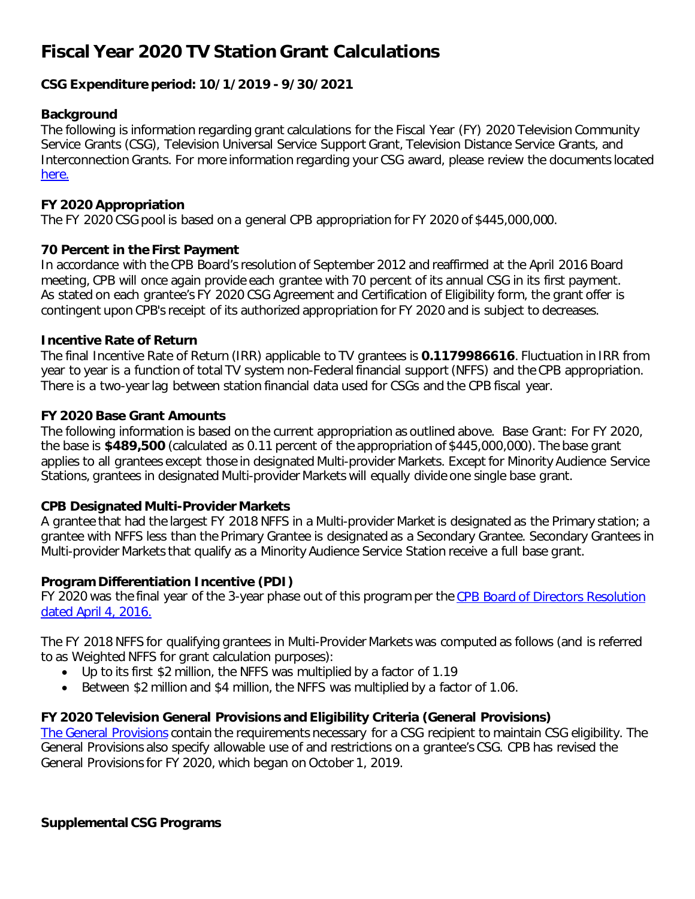# Fiscal Year 2020 TV Station Grant Calculations

**CSG Expenditure period: 10/1/2019 - 9/30/2021**

**Background**

The following is information regarding grant calculations for the Fiscal Year (FY) 2020 Television Community Service Grants (CSG), Television Universal Service Support Grant, Television Distance Service Grants, and Interconnection Grants. For more information regarding your CSG award, please review the documents located [here.](#)

**FY 2020 Appropriation**

The FY 2020 CSG pool is based on a general CPB appropriation for FY 2020 of $445,000,000.

**70 Percent in the First Payment**

In accordance with the CPB Board's resolution of September 2012 and reaffirmed at the April 2016 Board meeting, CPB will once again provide each grantee with 70 percent of its annual CSG in its first payment. As stated on each grantee's FY 2020 CSG Agreement and Certification of Eligibility form, the grant offer is contingent upon CPB's receipt of its authorized appropriation for FY 2020 and is subject to decreases.

**Incentive Rate of Return**

The final Incentive Rate of Return (IRR) applicable to TV grantees is **0.1179986616**. Fluctuation in IRR from year to year is a function of total TV system non-Federal financial support (NFFS) and the CPB appropriation. There is a two-year lag between station financial data used for CSGs and the CPB fiscal year.

**FY 2020 Base Grant Amounts**

The following information is based on the current appropriation as outlined above. Base Grant: For FY 2020, the base is **$489,500** (calculated as 0.11 percent of the appropriation of $445,000,000). The base grant applies to all grantees except those in designated Multi-provider Markets. Except for Minority Audience Service Stations, grantees in designated Multi-provider Markets will equally divide one single base grant.

**CPB Designated Multi-Provider Markets**

A grantee that had the largest FY 2018 NFFS in a Multi-provider Market is designated as the Primary station; a grantee with NFFS less than the Primary Grantee is designated as a Secondary Grantee. Secondary Grantees in Multi-provider Markets that qualify as a Minority Audience Service Station receive a full base grant.

**Program Differentiation Incentive (PDI)**

FY 2020 was the final year of the 3-year phase out of this program per the [CPB Board of Directors Resolution dated April 4, 2016.](#)

The FY 2018 NFFS for qualifying grantees in Multi-Provider Markets was computed as follows (and is referred to as Weighted NFFS for grant calculation purposes):

- Up to its first $2 million, the NFFS was multiplied by a factor of 1.19
- Between $2 million and $4 million, the NFFS was multiplied by a factor of 1.06.

**FY 2020 Television General Provisions and Eligibility Criteria (General Provisions)**

[The General Provisions](#) contain the requirements necessary for a CSG recipient to maintain CSG eligibility. The General Provisions also specify allowable use of and restrictions on a grantee's CSG. CPB has revised the General Provisions for FY 2020, which began on October 1, 2019.

**Supplemental CSG Programs**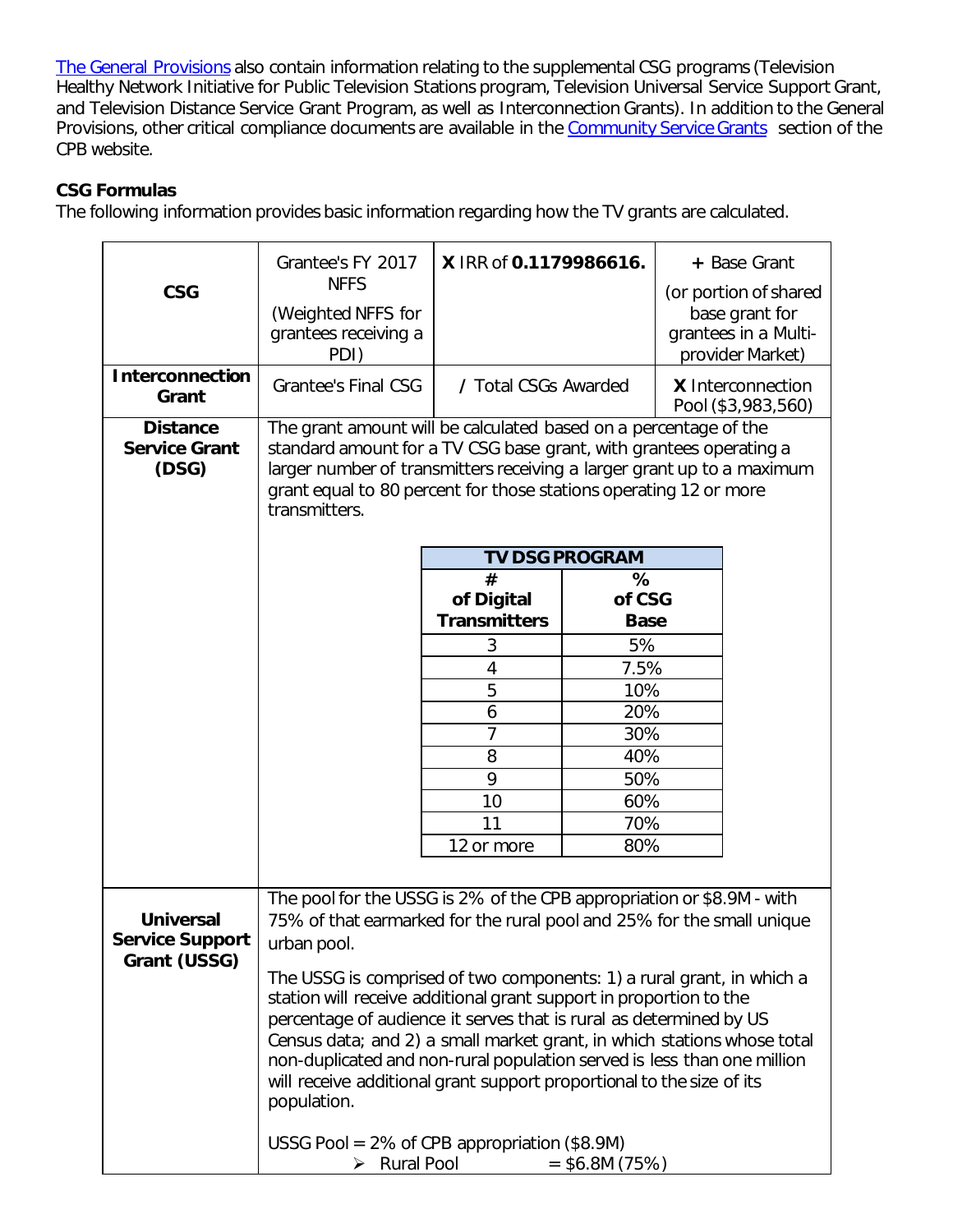[The General Provisions](#) also contain information relating to the supplemental CSG programs (Television Healthy Network Initiative for Public Television Stations program, Television Universal Service Support Grant, and Television Distance Service Grant Program, as well as Interconnection Grants). In addition to the General Provisions, other critical compliance documents are available in the [Community Service Grants](#) section of the CPB website.

**CSG Formulas**

The following information provides basic information regarding how the TV grants are calculated.

| | | | |
|---|---|---|---|
| **CSG** | Grantee's FY 2017 NFFS (Weighted NFFS for grantees receiving a PDI) | **X** IRR of **0.1179986616.** | **+** Base Grant (or portion of shared base grant for grantees in a Multi-provider Market) |
| **Interconnection Grant** | Grantee's Final CSG | **/** Total CSGs Awarded | **X** Interconnection Pool ($3,983,560) |
| **Distance Service Grant (DSG)** | The grant amount will be calculated based on a percentage of the standard amount for a TV CSG base grant, with grantees operating a larger number of transmitters receiving a larger grant up to a maximum grant equal to 80 percent for those stations operating 12 or more transmitters. | | |
| **Universal Service Support Grant (USSG)** | The pool for the USSG is 2% of the CPB appropriation or $8.9M - with 75% of that earmarked for the rural pool and 25% for the small unique urban pool. The USSG is comprised of two components: 1) a rural grant, in which a station will receive additional grant support in proportion to the percentage of audience it serves that is rural as determined by US Census data; and 2) a small market grant, in which stations whose total non-duplicated and non-rural population served is less than one million will receive additional grant support proportional to the size of its population. USSG Pool = 2% of CPB appropriation ($8.9M) ➢ Rural Pool = $6.8M (75%) | | |

**TV DSG PROGRAM**

| # of Digital Transmitters | % of CSG Base |
|---|---|
| 3 | 5% |
| 4 | 7.5% |
| 5 | 10% |
| 6 | 20% |
| 7 | 30% |
| 8 | 40% |
| 9 | 50% |
| 10 | 60% |
| 11 | 70% |
| 12 or more | 80% |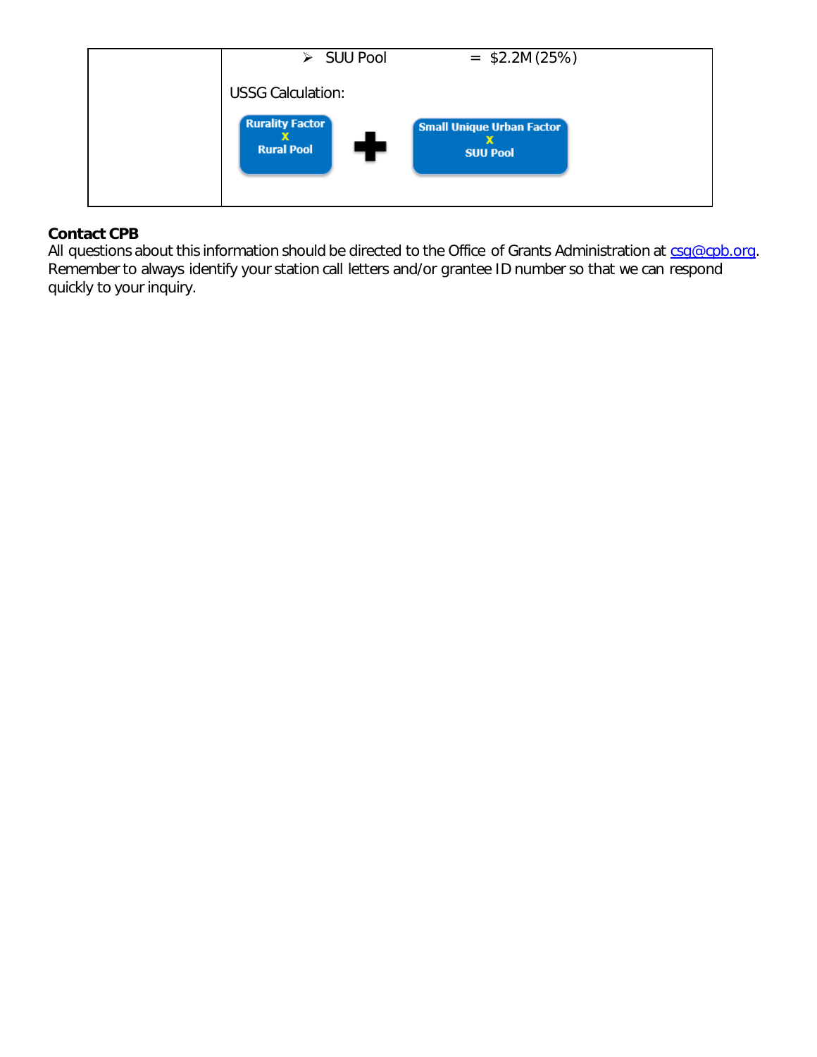| | |
|---|---|
| | ➢ SUU Pool = \$2.2M (25%)<br><br>USSG Calculation:<br><br>Rurality Factor x Rural Pool ✚ Small Unique Urban Factor x SUU Pool |

**Contact CPB**

All questions about this information should be directed to the Office of Grants Administration at csg@cpb.org. Remember to always identify your station call letters and/or grantee ID number so that we can respond quickly to your inquiry.